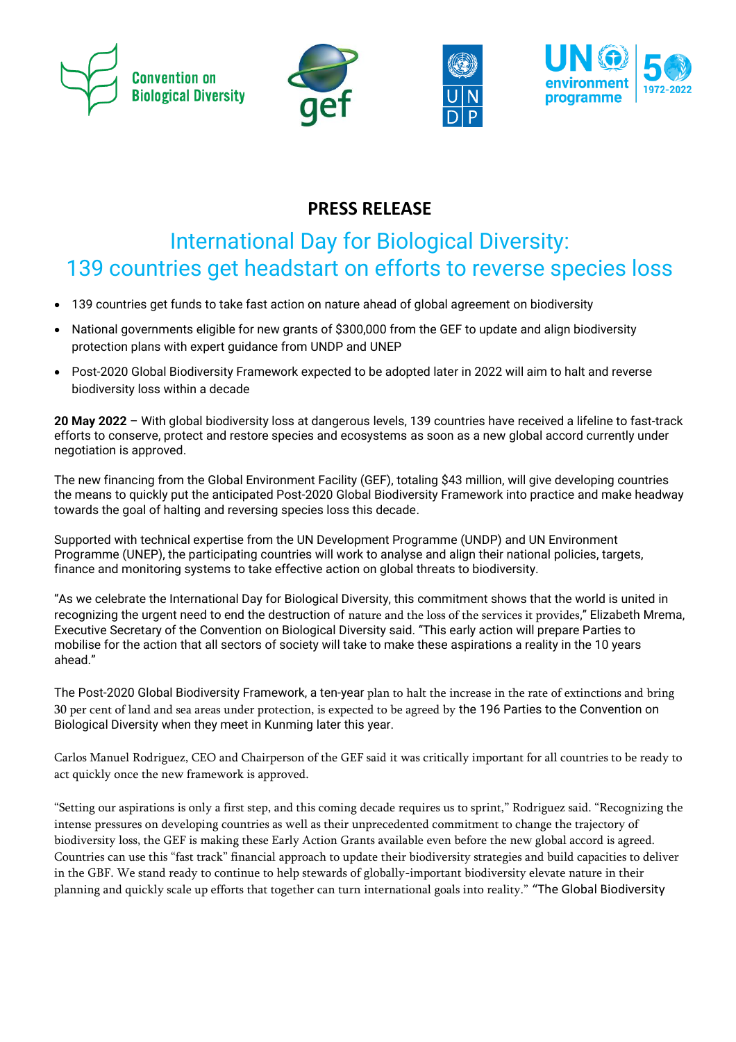**PRESS RELEASE**

# International Day for Biological Diversity: 139 countries get headstart on efforts to reverse species loss

- 139 countries get funds to take fast action on nature ahead of global agreement on biodiversity
- National governments eligible for new grants of $300,000 from the GEF to update and align biodiversity protection plans with expert guidance from UNDP and UNEP
- Post-2020 Global Biodiversity Framework expected to be adopted later in 2022 will aim to halt and reverse biodiversity loss within a decade

**20 May 2022** – With global biodiversity loss at dangerous levels, 139 countries have received a lifeline to fast-track efforts to conserve, protect and restore species and ecosystems as soon as a new global accord currently under negotiation is approved.

The new financing from the Global Environment Facility (GEF), totaling $43 million, will give developing countries the means to quickly put the anticipated Post-2020 Global Biodiversity Framework into practice and make headway towards the goal of halting and reversing species loss this decade.

Supported with technical expertise from the UN Development Programme (UNDP) and UN Environment Programme (UNEP), the participating countries will work to analyse and align their national policies, targets, finance and monitoring systems to take effective action on global threats to biodiversity.

"As we celebrate the International Day for Biological Diversity, this commitment shows that the world is united in recognizing the urgent need to end the destruction of nature and the loss of the services it provides," Elizabeth Mrema, Executive Secretary of the Convention on Biological Diversity said. "This early action will prepare Parties to mobilise for the action that all sectors of society will take to make these aspirations a reality in the 10 years ahead."

The Post-2020 Global Biodiversity Framework, a ten-year plan to halt the increase in the rate of extinctions and bring 30 per cent of land and sea areas under protection, is expected to be agreed by the 196 Parties to the Convention on Biological Diversity when they meet in Kunming later this year.

Carlos Manuel Rodriguez, CEO and Chairperson of the GEF said it was critically important for all countries to be ready to act quickly once the new framework is approved.

"Setting our aspirations is only a first step, and this coming decade requires us to sprint," Rodriguez said. "Recognizing the intense pressures on developing countries as well as their unprecedented commitment to change the trajectory of biodiversity loss, the GEF is making these Early Action Grants available even before the new global accord is agreed. Countries can use this "fast track" financial approach to update their biodiversity strategies and build capacities to deliver in the GBF. We stand ready to continue to help stewards of globally-important biodiversity elevate nature in their planning and quickly scale up efforts that together can turn international goals into reality." "The Global Biodiversity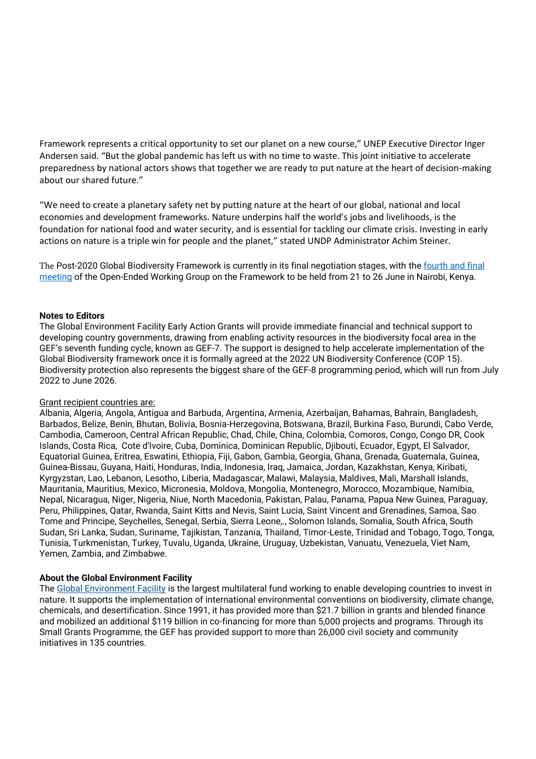Framework represents a critical opportunity to set our planet on a new course," UNEP Executive Director Inger Andersen said. "But the global pandemic has left us with no time to waste. This joint initiative to accelerate preparedness by national actors shows that together we are ready to put nature at the heart of decision-making about our shared future."

"We need to create a planetary safety net by putting nature at the heart of our global, national and local economies and development frameworks. Nature underpins half the world's jobs and livelihoods, is the foundation for national food and water security, and is essential for tackling our climate crisis. Investing in early actions on nature is a triple win for people and the planet," stated UNDP Administrator Achim Steiner.

The Post-2020 Global Biodiversity Framework is currently in its final negotiation stages, with the [fourth and final meeting] of the Open-Ended Working Group on the Framework to be held from 21 to 26 June in Nairobi, Kenya.

**Notes to Editors**

The Global Environment Facility Early Action Grants will provide immediate financial and technical support to developing country governments, drawing from enabling activity resources in the biodiversity focal area in the GEF's seventh funding cycle, known as GEF-7. The support is designed to help accelerate implementation of the Global Biodiversity framework once it is formally agreed at the 2022 UN Biodiversity Conference (COP 15). Biodiversity protection also represents the biggest share of the GEF-8 programming period, which will run from July 2022 to June 2026.

Grant recipient countries are:

Albania, Algeria, Angola, Antigua and Barbuda, Argentina, Armenia, Azerbaijan, Bahamas, Bahrain, Bangladesh, Barbados, Belize, Benin, Bhutan, Bolivia, Bosnia-Herzegovina, Botswana, Brazil, Burkina Faso, Burundi, Cabo Verde, Cambodia, Cameroon, Central African Republic, Chad, Chile, China, Colombia, Comoros, Congo, Congo DR, Cook Islands, Costa Rica, Cote d'Ivoire, Cuba, Dominica, Dominican Republic, Djibouti, Ecuador, Egypt, El Salvador, Equatorial Guinea, Eritrea, Eswatini, Ethiopia, Fiji, Gabon, Gambia, Georgia, Ghana, Grenada, Guatemala, Guinea, Guinea-Bissau, Guyana, Haiti, Honduras, India, Indonesia, Iraq, Jamaica, Jordan, Kazakhstan, Kenya, Kiribati, Kyrgyzstan, Lao, Lebanon, Lesotho, Liberia, Madagascar, Malawi, Malaysia, Maldives, Mali, Marshall Islands, Mauritania, Mauritius, Mexico, Micronesia, Moldova, Mongolia, Montenegro, Morocco, Mozambique, Namibia, Nepal, Nicaragua, Niger, Nigeria, Niue, North Macedonia, Pakistan, Palau, Panama, Papua New Guinea, Paraguay, Peru, Philippines, Qatar, Rwanda, Saint Kitts and Nevis, Saint Lucia, Saint Vincent and Grenadines, Samoa, Sao Tome and Principe, Seychelles, Senegal, Serbia, Sierra Leone,., Solomon Islands, Somalia, South Africa, South Sudan, Sri Lanka, Sudan, Suriname, Tajikistan, Tanzania, Thailand, Timor-Leste, Trinidad and Tobago, Togo, Tonga, Tunisia, Turkmenistan, Turkey, Tuvalu, Uganda, Ukraine, Uruguay, Uzbekistan, Vanuatu, Venezuela, Viet Nam, Yemen, Zambia, and Zimbabwe.

**About the Global Environment Facility**

The [Global Environment Facility] is the largest multilateral fund working to enable developing countries to invest in nature. It supports the implementation of international environmental conventions on biodiversity, climate change, chemicals, and desertification. Since 1991, it has provided more than $21.7 billion in grants and blended finance and mobilized an additional $119 billion in co-financing for more than 5,000 projects and programs. Through its Small Grants Programme, the GEF has provided support to more than 26,000 civil society and community initiatives in 135 countries.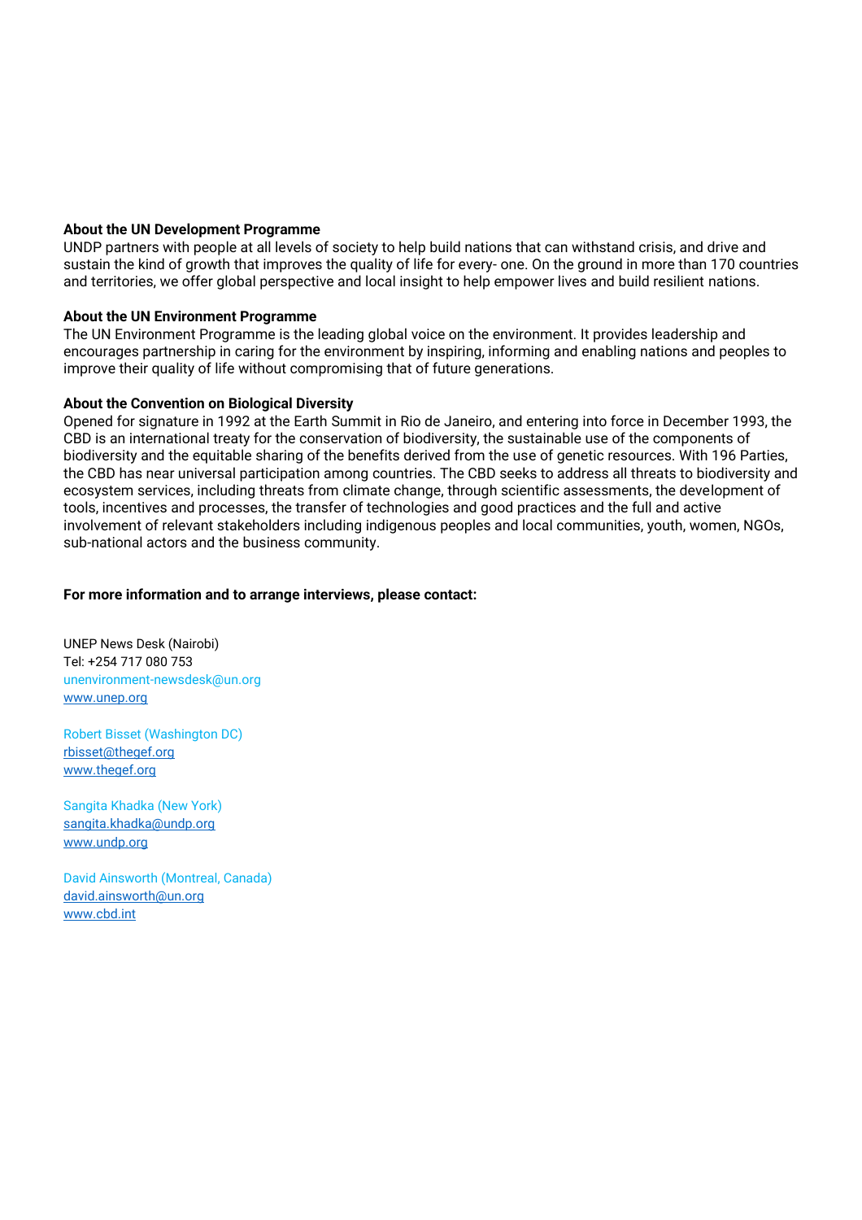**About the UN Development Programme**
UNDP partners with people at all levels of society to help build nations that can withstand crisis, and drive and sustain the kind of growth that improves the quality of life for every- one. On the ground in more than 170 countries and territories, we offer global perspective and local insight to help empower lives and build resilient nations.

**About the UN Environment Programme**
The UN Environment Programme is the leading global voice on the environment. It provides leadership and encourages partnership in caring for the environment by inspiring, informing and enabling nations and peoples to improve their quality of life without compromising that of future generations.

**About the Convention on Biological Diversity**
Opened for signature in 1992 at the Earth Summit in Rio de Janeiro, and entering into force in December 1993, the CBD is an international treaty for the conservation of biodiversity, the sustainable use of the components of biodiversity and the equitable sharing of the benefits derived from the use of genetic resources. With 196 Parties, the CBD has near universal participation among countries. The CBD seeks to address all threats to biodiversity and ecosystem services, including threats from climate change, through scientific assessments, the development of tools, incentives and processes, the transfer of technologies and good practices and the full and active involvement of relevant stakeholders including indigenous peoples and local communities, youth, women, NGOs, sub-national actors and the business community.

**For more information and to arrange interviews, please contact:**

UNEP News Desk (Nairobi)
Tel: +254 717 080 753
unenvironment-newsdesk@un.org
www.unep.org

Robert Bisset (Washington DC)
rbisset@thegef.org
www.thegef.org

Sangita Khadka (New York)
sangita.khadka@undp.org
www.undp.org

David Ainsworth (Montreal, Canada)
david.ainsworth@un.org
www.cbd.int